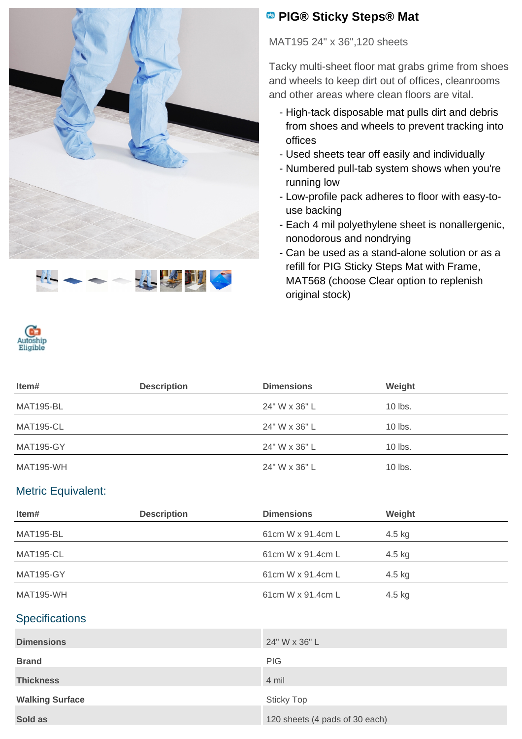# PIG® Sticky Steps® Mat

MAT195 24" x 36",120 sheets

Tacky multi-sheet floor mat grabs grime from shoes and wheels to keep dirt out of offices, cleanrooms and other areas where clean floors are vital.

- High-tack disposable mat pulls dirt and debris from shoes and wheels to prevent tracking into offices
- Used sheets tear off easily and individually
- Numbered pull-tab system shows when you're running low
- Low-profile pack adheres to floor with easy-to-use backing
- Each 4 mil polyethylene sheet is nonallergenic, nonodorous and nondrying
- Can be used as a stand-alone solution or as a refill for PIG Sticky Steps Mat with Frame, MAT568 (choose Clear option to replenish original stock)

Autoship Eligible

| Item# | Description | Dimensions | Weight |
|---|---|---|---|
| MAT195-BL | | 24" W x 36" L | 10 lbs. |
| MAT195-CL | | 24" W x 36" L | 10 lbs. |
| MAT195-GY | | 24" W x 36" L | 10 lbs. |
| MAT195-WH | | 24" W x 36" L | 10 lbs. |

## Metric Equivalent:

| Item# | Description | Dimensions | Weight |
|---|---|---|---|
| MAT195-BL | | 61cm W x 91.4cm L | 4.5 kg |
| MAT195-CL | | 61cm W x 91.4cm L | 4.5 kg |
| MAT195-GY | | 61cm W x 91.4cm L | 4.5 kg |
| MAT195-WH | | 61cm W x 91.4cm L | 4.5 kg |

## Specifications

| | |
|---|---|
| **Dimensions** | 24" W x 36" L |
| **Brand** | PIG |
| **Thickness** | 4 mil |
| **Walking Surface** | Sticky Top |
| **Sold as** | 120 sheets (4 pads of 30 each) |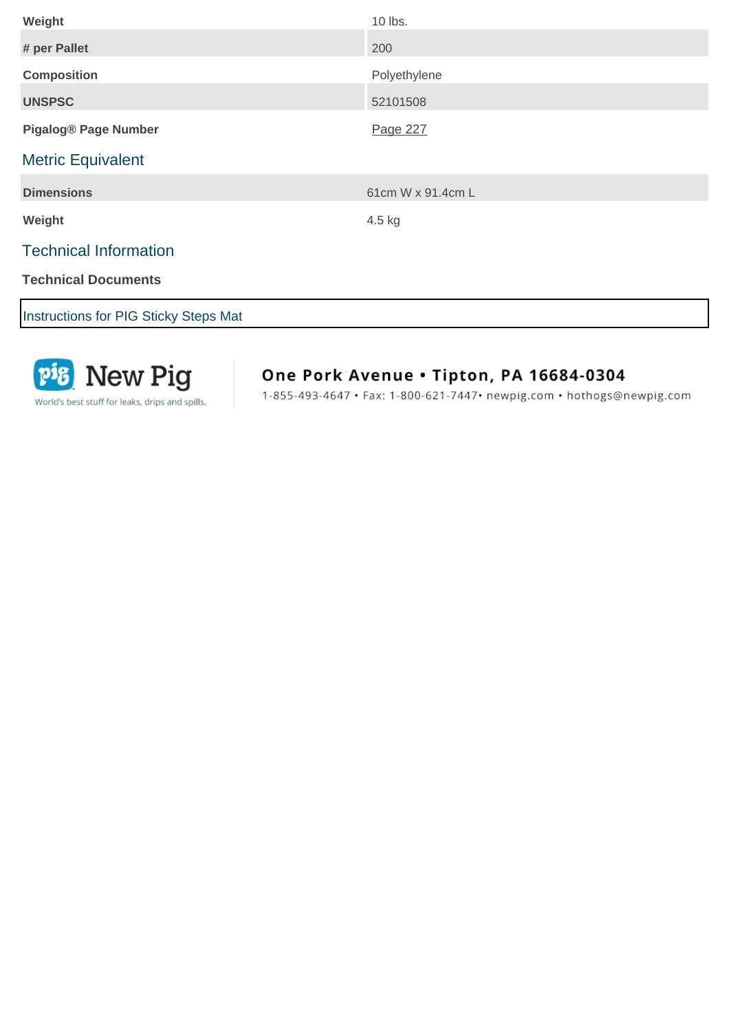| | |
|---|---|
| Weight | 10 lbs. |
| # per Pallet | 200 |
| Composition | Polyethylene |
| UNSPSC | 52101508 |
| Pigalog® Page Number | Page 227 |

## Metric Equivalent

| | |
|---|---|
| Dimensions | 61cm W x 91.4cm L |
| Weight | 4.5 kg |

## Technical Information

**Technical Documents**

Instructions for PIG Sticky Steps Mat

New Pig
World's best stuff for leaks, drips and spills.

One Pork Avenue • Tipton, PA 16684-0304
1-855-493-4647 • Fax: 1-800-621-7447• newpig.com • hothogs@newpig.com